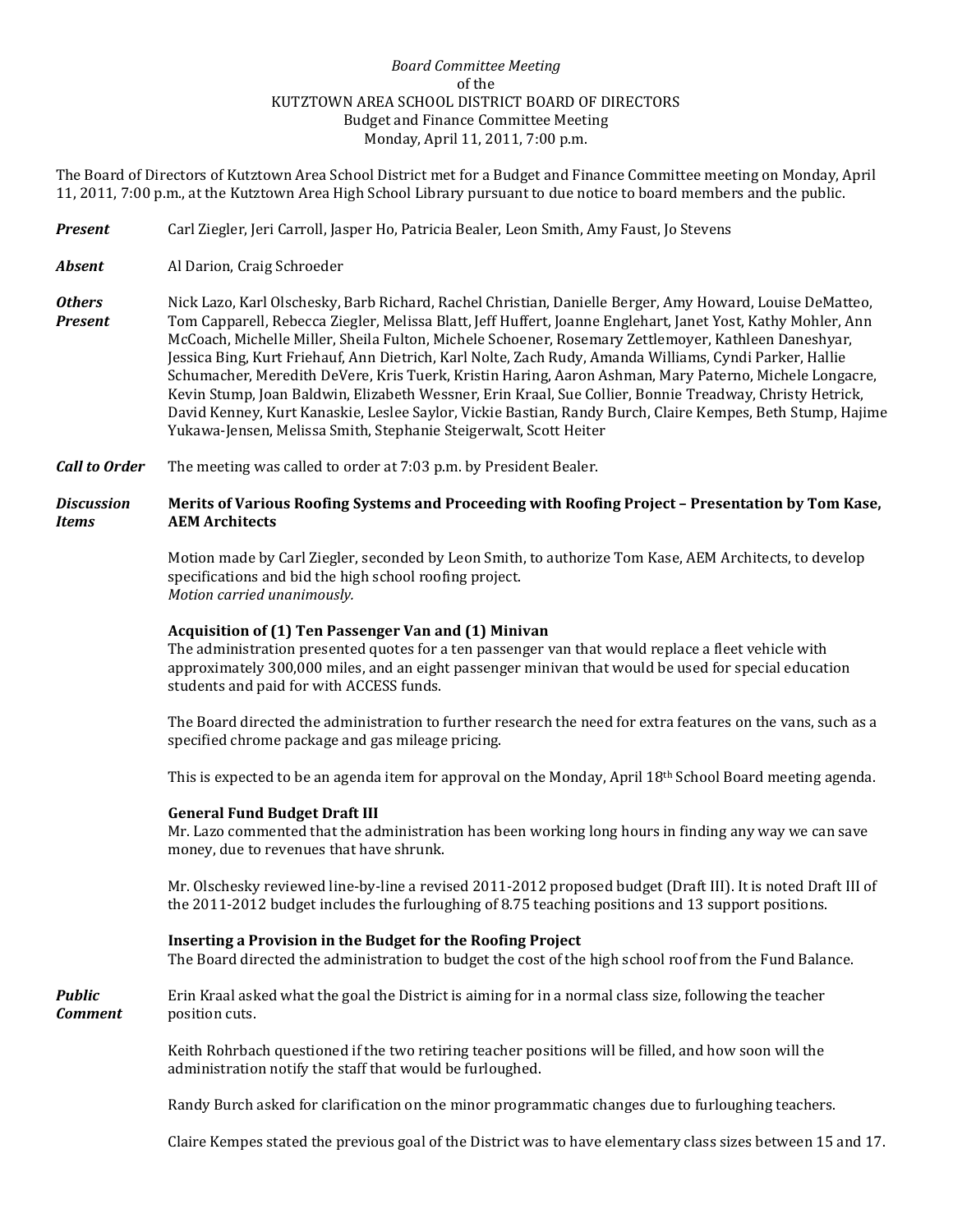*Board Committee Meeting*
of the
KUTZTOWN AREA SCHOOL DISTRICT BOARD OF DIRECTORS
Budget and Finance Committee Meeting
Monday, April 11, 2011, 7:00 p.m.

The Board of Directors of Kutztown Area School District met for a Budget and Finance Committee meeting on Monday, April 11, 2011, 7:00 p.m., at the Kutztown Area High School Library pursuant to due notice to board members and the public.

***Present*** Carl Ziegler, Jeri Carroll, Jasper Ho, Patricia Bealer, Leon Smith, Amy Faust, Jo Stevens

***Absent*** Al Darion, Craig Schroeder

***Others Present*** Nick Lazo, Karl Olschesky, Barb Richard, Rachel Christian, Danielle Berger, Amy Howard, Louise DeMatteo, Tom Capparell, Rebecca Ziegler, Melissa Blatt, Jeff Huffert, Joanne Englehart, Janet Yost, Kathy Mohler, Ann McCoach, Michelle Miller, Sheila Fulton, Michele Schoener, Rosemary Zettlemoyer, Kathleen Daneshyar, Jessica Bing, Kurt Friehauf, Ann Dietrich, Karl Nolte, Zach Rudy, Amanda Williams, Cyndi Parker, Hallie Schumacher, Meredith DeVere, Kris Tuerk, Kristin Haring, Aaron Ashman, Mary Paterno, Michele Longacre, Kevin Stump, Joan Baldwin, Elizabeth Wessner, Erin Kraal, Sue Collier, Bonnie Treadway, Christy Hetrick, David Kenney, Kurt Kanaskie, Leslee Saylor, Vickie Bastian, Randy Burch, Claire Kempes, Beth Stump, Hajime Yukawa-Jensen, Melissa Smith, Stephanie Steigerwalt, Scott Heiter

***Call to Order*** The meeting was called to order at 7:03 p.m. by President Bealer.

***Discussion Items***

**Merits of Various Roofing Systems and Proceeding with Roofing Project – Presentation by Tom Kase, AEM Architects**

Motion made by Carl Ziegler, seconded by Leon Smith, to authorize Tom Kase, AEM Architects, to develop specifications and bid the high school roofing project.
*Motion carried unanimously.*

**Acquisition of (1) Ten Passenger Van and (1) Minivan**

The administration presented quotes for a ten passenger van that would replace a fleet vehicle with approximately 300,000 miles, and an eight passenger minivan that would be used for special education students and paid for with ACCESS funds.

The Board directed the administration to further research the need for extra features on the vans, such as a specified chrome package and gas mileage pricing.

This is expected to be an agenda item for approval on the Monday, April 18th School Board meeting agenda.

**General Fund Budget Draft III**

Mr. Lazo commented that the administration has been working long hours in finding any way we can save money, due to revenues that have shrunk.

Mr. Olschesky reviewed line-by-line a revised 2011-2012 proposed budget (Draft III). It is noted Draft III of the 2011-2012 budget includes the furloughing of 8.75 teaching positions and 13 support positions.

**Inserting a Provision in the Budget for the Roofing Project**

The Board directed the administration to budget the cost of the high school roof from the Fund Balance.

***Public Comment***

Erin Kraal asked what the goal the District is aiming for in a normal class size, following the teacher position cuts.

Keith Rohrbach questioned if the two retiring teacher positions will be filled, and how soon will the administration notify the staff that would be furloughed.

Randy Burch asked for clarification on the minor programmatic changes due to furloughing teachers.

Claire Kempes stated the previous goal of the District was to have elementary class sizes between 15 and 17.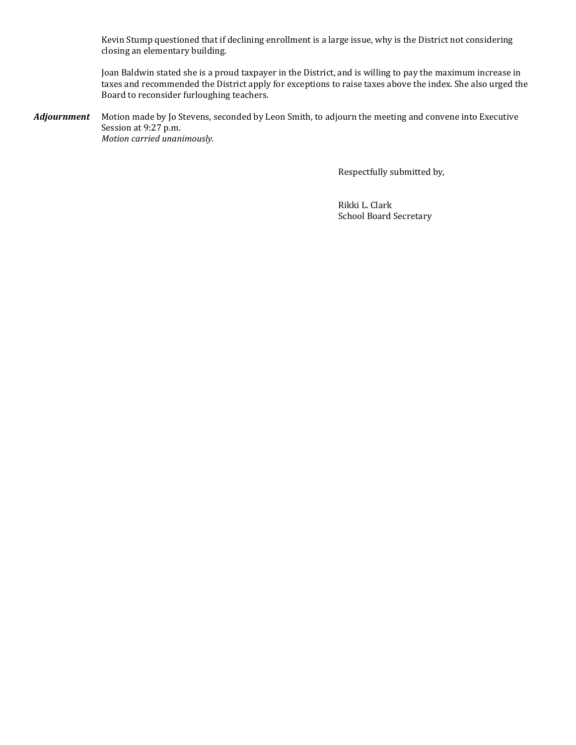Kevin Stump questioned that if declining enrollment is a large issue, why is the District not considering closing an elementary building.

Joan Baldwin stated she is a proud taxpayer in the District, and is willing to pay the maximum increase in taxes and recommended the District apply for exceptions to raise taxes above the index. She also urged the Board to reconsider furloughing teachers.

***Adjournment*** Motion made by Jo Stevens, seconded by Leon Smith, to adjourn the meeting and convene into Executive Session at 9:27 p.m.
*Motion carried unanimously.*

Respectfully submitted by,

Rikki L. Clark
School Board Secretary